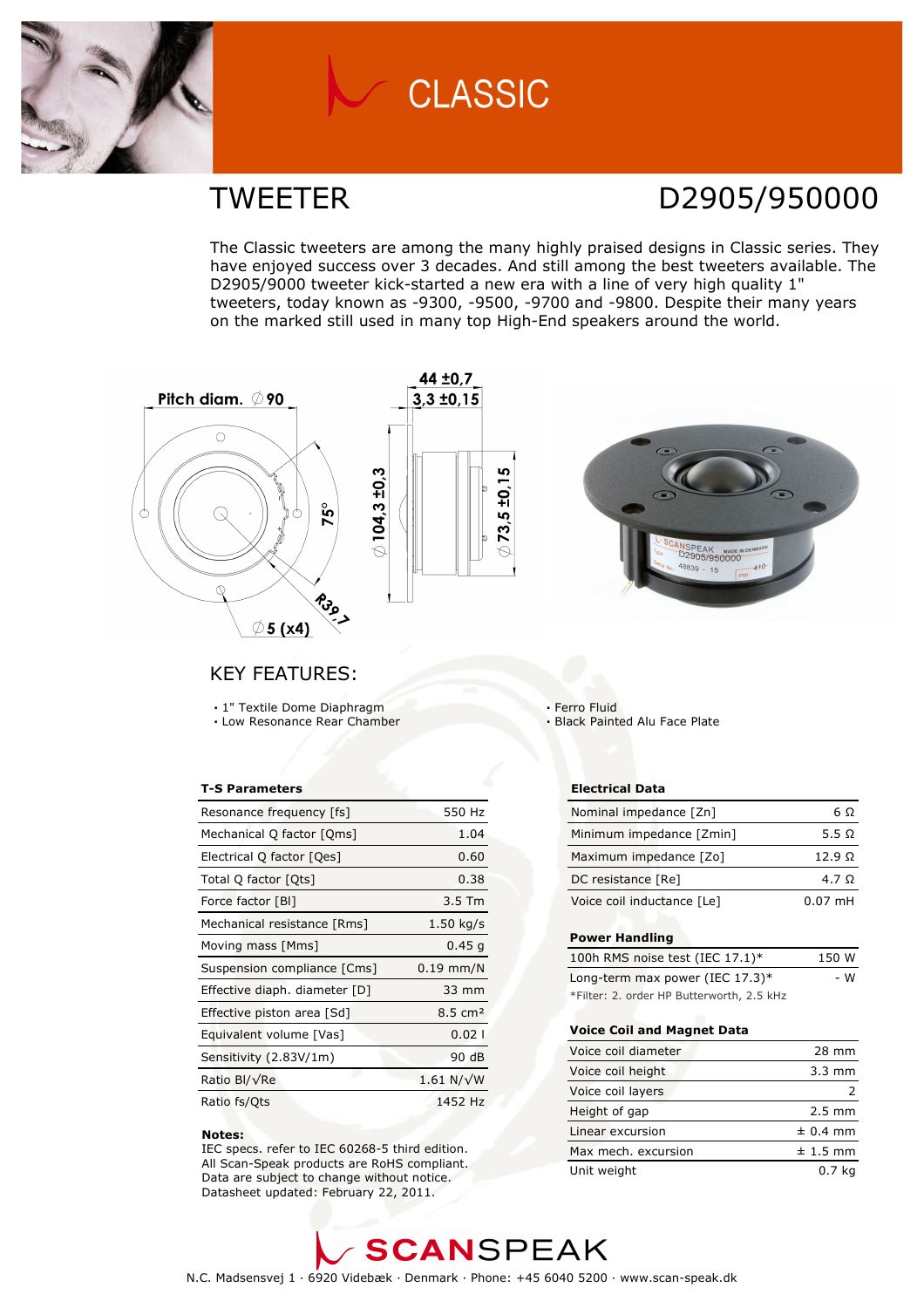# CLASSIC

## TWEETER

## D2905/950000

The Classic tweeters are among the many highly praised designs in Classic series. They have enjoyed success over 3 decades. And still among the best tweeters available. The D2905/9000 tweeter kick-started a new era with a line of very high quality 1" tweeters, today known as -9300, -9500, -9700 and -9800. Despite their many years on the marked still used in many top High-End speakers around the world.

Pitch diam. ∅90

44 ±0,7

3,3 ±0,15

∅104,3 ±0,3

∅73,5 ±0,15

75°

R39,7

∅5 (x4)

## KEY FEATURES:

- 1" Textile Dome Diaphragm
- Low Resonance Rear Chamber
- Ferro Fluid
- Black Painted Alu Face Plate

**T-S Parameters**

| | |
|---|---|
| Resonance frequency [fs] | 550 Hz |
| Mechanical Q factor [Qms] | 1.04 |
| Electrical Q factor [Qes] | 0.60 |
| Total Q factor [Qts] | 0.38 |
| Force factor [Bl] | 3.5 Tm |
| Mechanical resistance [Rms] | 1.50 kg/s |
| Moving mass [Mms] | 0.45 g |
| Suspension compliance [Cms] | 0.19 mm/N |
| Effective diaph. diameter [D] | 33 mm |
| Effective piston area [Sd] | 8.5 cm² |
| Equivalent volume [Vas] | 0.02 l |
| Sensitivity (2.83V/1m) | 90 dB |
| Ratio Bl/√Re | 1.61 N/√W |
| Ratio fs/Qts | 1452 Hz |

**Notes:**
IEC specs. refer to IEC 60268-5 third edition.
All Scan-Speak products are RoHS compliant.
Data are subject to change without notice.
Datasheet updated: February 22, 2011.

**Electrical Data**

| | |
|---|---|
| Nominal impedance [Zn] | 6 Ω |
| Minimum impedance [Zmin] | 5.5 Ω |
| Maximum impedance [Zo] | 12.9 Ω |
| DC resistance [Re] | 4.7 Ω |
| Voice coil inductance [Le] | 0.07 mH |

**Power Handling**

| | |
|---|---|
| 100h RMS noise test (IEC 17.1)* | 150 W |
| Long-term max power (IEC 17.3)* | - W |

*Filter: 2. order HP Butterworth, 2.5 kHz

**Voice Coil and Magnet Data**

| | |
|---|---|
| Voice coil diameter | 28 mm |
| Voice coil height | 3.3 mm |
| Voice coil layers | 2 |
| Height of gap | 2.5 mm |
| Linear excursion | ± 0.4 mm |
| Max mech. excursion | ± 1.5 mm |
| Unit weight | 0.7 kg |

SCANSPEAK

N.C. Madsensvej 1 · 6920 Videbæk · Denmark · Phone: +45 6040 5200 · www.scan-speak.dk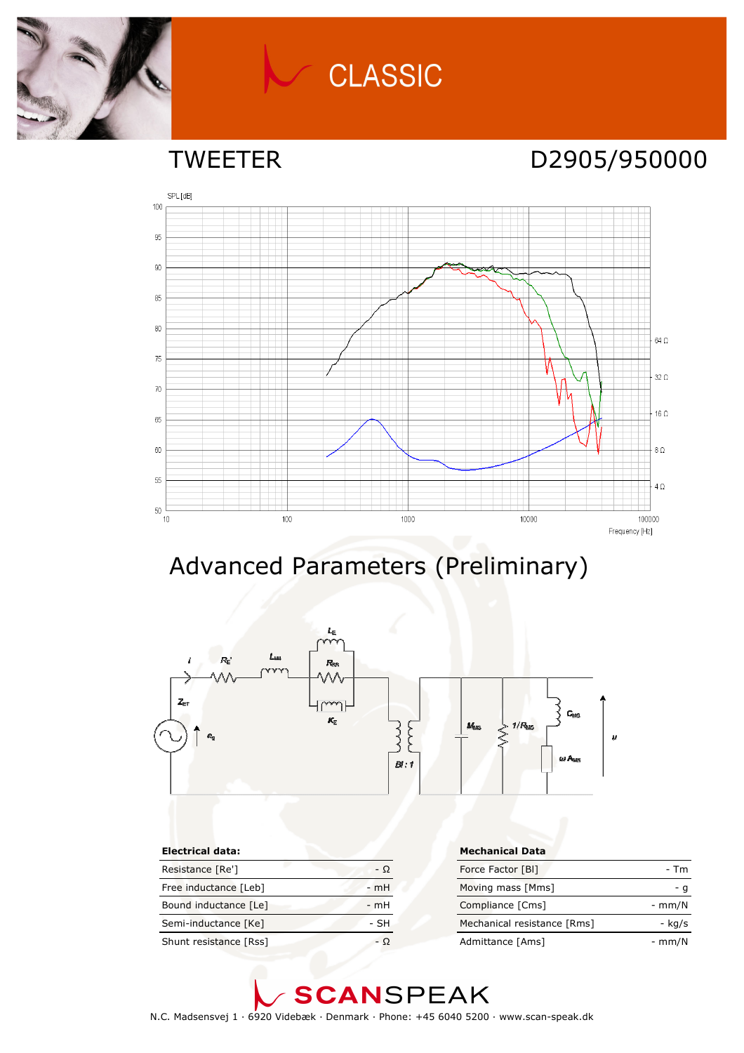CLASSIC

# TWEETER

# D2905/950000

SPL [dB]

100
95
90
85
80
75
70
65
60
55
50

64 Ω
32 Ω
16 Ω
8 Ω
4 Ω

10
100
1000
10000
100000

Frequency [Hz]

## Advanced Parameters (Preliminary)

$L_E$
$R_E'$
$L_{eb}$
$R_{SS}$
$K_E$
$i$
$Z_{ET}$
$e_g$
$Bl : 1$
$M_{MS}$
$1/R_{MS}$
$C_{MS}$
$\omega A_{MS}$
$u$

| **Electrical data:** | |
|---|---|
| Resistance [Re'] | - Ω |
| Free inductance [Leb] | - mH |
| Bound inductance [Le] | - mH |
| Semi-inductance [Ke] | - SH |
| Shunt resistance [Rss] | - Ω |

| **Mechanical Data** | |
|---|---|
| Force Factor [Bl] | - Tm |
| Moving mass [Mms] | - g |
| Compliance [Cms] | - mm/N |
| Mechanical resistance [Rms] | - kg/s |
| Admittance [Ams] | - mm/N |

SCANSPEAK

N.C. Madsensvej 1 · 6920 Videbæk · Denmark · Phone: +45 6040 5200 · www.scan-speak.dk